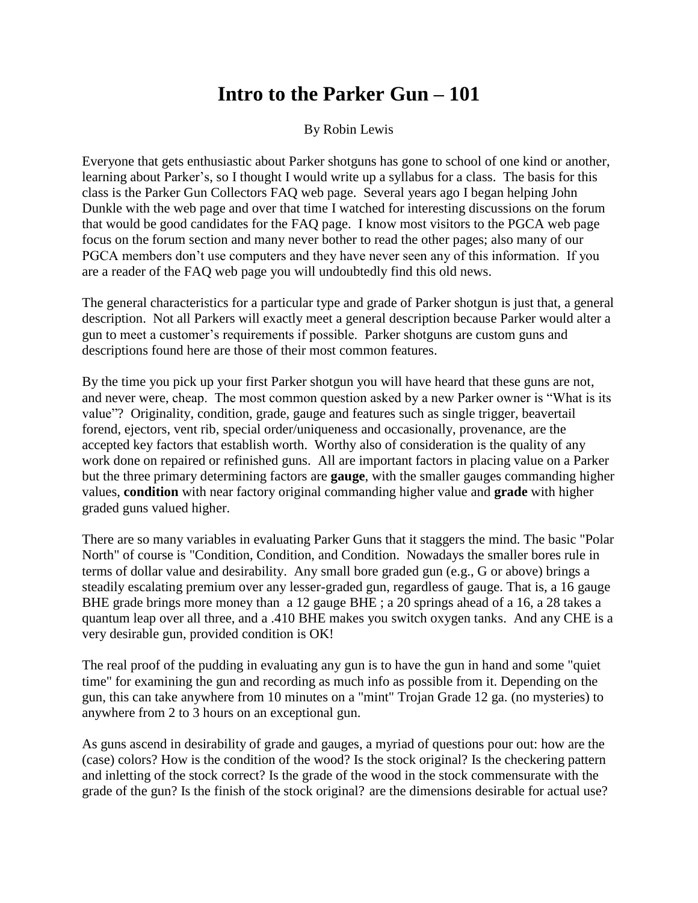# Intro to the Parker Gun – 101

By Robin Lewis

Everyone that gets enthusiastic about Parker shotguns has gone to school of one kind or another, learning about Parker's, so I thought I would write up a syllabus for a class. The basis for this class is the Parker Gun Collectors FAQ web page. Several years ago I began helping John Dunkle with the web page and over that time I watched for interesting discussions on the forum that would be good candidates for the FAQ page. I know most visitors to the PGCA web page focus on the forum section and many never bother to read the other pages; also many of our PGCA members don't use computers and they have never seen any of this information. If you are a reader of the FAQ web page you will undoubtedly find this old news.

The general characteristics for a particular type and grade of Parker shotgun is just that, a general description. Not all Parkers will exactly meet a general description because Parker would alter a gun to meet a customer's requirements if possible. Parker shotguns are custom guns and descriptions found here are those of their most common features.

By the time you pick up your first Parker shotgun you will have heard that these guns are not, and never were, cheap. The most common question asked by a new Parker owner is "What is its value"? Originality, condition, grade, gauge and features such as single trigger, beavertail forend, ejectors, vent rib, special order/uniqueness and occasionally, provenance, are the accepted key factors that establish worth. Worthy also of consideration is the quality of any work done on repaired or refinished guns. All are important factors in placing value on a Parker but the three primary determining factors are **gauge**, with the smaller gauges commanding higher values, **condition** with near factory original commanding higher value and **grade** with higher graded guns valued higher.

There are so many variables in evaluating Parker Guns that it staggers the mind. The basic "Polar North" of course is "Condition, Condition, and Condition. Nowadays the smaller bores rule in terms of dollar value and desirability. Any small bore graded gun (e.g., G or above) brings a steadily escalating premium over any lesser-graded gun, regardless of gauge. That is, a 16 gauge BHE grade brings more money than a 12 gauge BHE ; a 20 springs ahead of a 16, a 28 takes a quantum leap over all three, and a .410 BHE makes you switch oxygen tanks. And any CHE is a very desirable gun, provided condition is OK!

The real proof of the pudding in evaluating any gun is to have the gun in hand and some "quiet time" for examining the gun and recording as much info as possible from it. Depending on the gun, this can take anywhere from 10 minutes on a "mint" Trojan Grade 12 ga. (no mysteries) to anywhere from 2 to 3 hours on an exceptional gun.

As guns ascend in desirability of grade and gauges, a myriad of questions pour out: how are the (case) colors? How is the condition of the wood? Is the stock original? Is the checkering pattern and inletting of the stock correct? Is the grade of the wood in the stock commensurate with the grade of the gun? Is the finish of the stock original? are the dimensions desirable for actual use?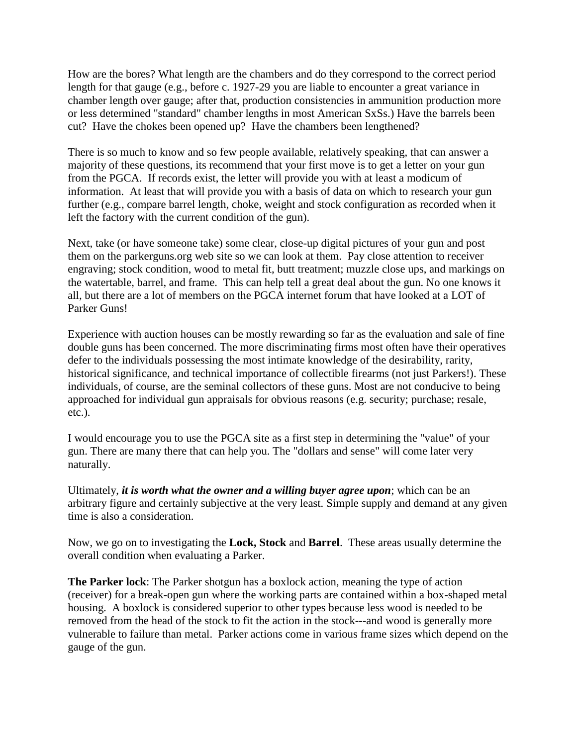How are the bores? What length are the chambers and do they correspond to the correct period length for that gauge (e.g., before c. 1927-29 you are liable to encounter a great variance in chamber length over gauge; after that, production consistencies in ammunition production more or less determined "standard" chamber lengths in most American SxSs.) Have the barrels been cut? Have the chokes been opened up? Have the chambers been lengthened?

There is so much to know and so few people available, relatively speaking, that can answer a majority of these questions, its recommend that your first move is to get a letter on your gun from the PGCA. If records exist, the letter will provide you with at least a modicum of information. At least that will provide you with a basis of data on which to research your gun further (e.g., compare barrel length, choke, weight and stock configuration as recorded when it left the factory with the current condition of the gun).

Next, take (or have someone take) some clear, close-up digital pictures of your gun and post them on the parkerguns.org web site so we can look at them. Pay close attention to receiver engraving; stock condition, wood to metal fit, butt treatment; muzzle close ups, and markings on the watertable, barrel, and frame. This can help tell a great deal about the gun. No one knows it all, but there are a lot of members on the PGCA internet forum that have looked at a LOT of Parker Guns!

Experience with auction houses can be mostly rewarding so far as the evaluation and sale of fine double guns has been concerned. The more discriminating firms most often have their operatives defer to the individuals possessing the most intimate knowledge of the desirability, rarity, historical significance, and technical importance of collectible firearms (not just Parkers!). These individuals, of course, are the seminal collectors of these guns. Most are not conducive to being approached for individual gun appraisals for obvious reasons (e.g. security; purchase; resale, etc.).

I would encourage you to use the PGCA site as a first step in determining the "value" of your gun. There are many there that can help you. The "dollars and sense" will come later very naturally.

Ultimately, ***it is worth what the owner and a willing buyer agree upon***; which can be an arbitrary figure and certainly subjective at the very least. Simple supply and demand at any given time is also a consideration.

Now, we go on to investigating the **Lock, Stock** and **Barrel**. These areas usually determine the overall condition when evaluating a Parker.

**The Parker lock**: The Parker shotgun has a boxlock action, meaning the type of action (receiver) for a break-open gun where the working parts are contained within a box-shaped metal housing. A boxlock is considered superior to other types because less wood is needed to be removed from the head of the stock to fit the action in the stock---and wood is generally more vulnerable to failure than metal. Parker actions come in various frame sizes which depend on the gauge of the gun.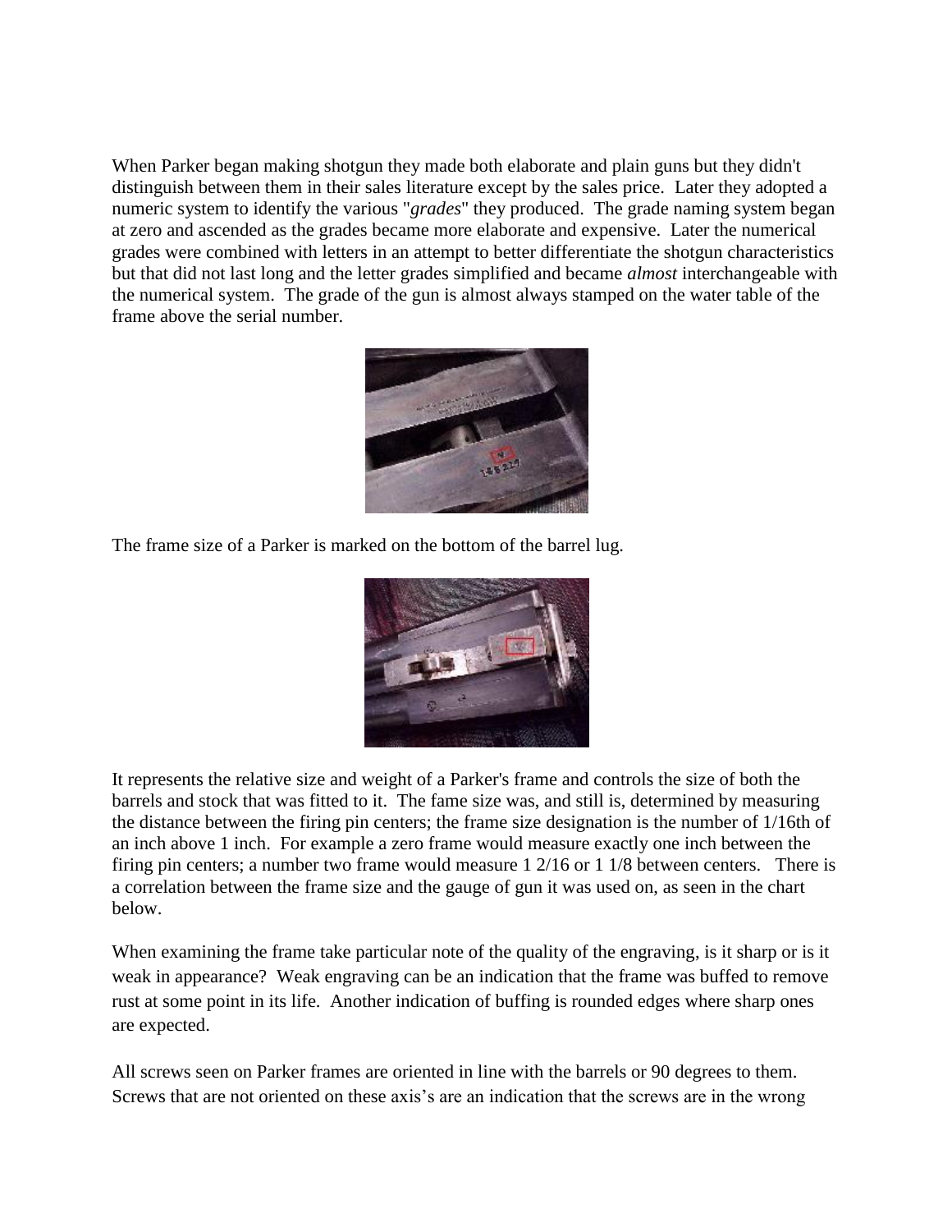When Parker began making shotgun they made both elaborate and plain guns but they didn't distinguish between them in their sales literature except by the sales price. Later they adopted a numeric system to identify the various "*grades*" they produced. The grade naming system began at zero and ascended as the grades became more elaborate and expensive. Later the numerical grades were combined with letters in an attempt to better differentiate the shotgun characteristics but that did not last long and the letter grades simplified and became *almost* interchangeable with the numerical system. The grade of the gun is almost always stamped on the water table of the frame above the serial number.

The frame size of a Parker is marked on the bottom of the barrel lug.

It represents the relative size and weight of a Parker's frame and controls the size of both the barrels and stock that was fitted to it. The fame size was, and still is, determined by measuring the distance between the firing pin centers; the frame size designation is the number of 1/16th of an inch above 1 inch. For example a zero frame would measure exactly one inch between the firing pin centers; a number two frame would measure 1 2/16 or 1 1/8 between centers. There is a correlation between the frame size and the gauge of gun it was used on, as seen in the chart below.

When examining the frame take particular note of the quality of the engraving, is it sharp or is it weak in appearance? Weak engraving can be an indication that the frame was buffed to remove rust at some point in its life. Another indication of buffing is rounded edges where sharp ones are expected.

All screws seen on Parker frames are oriented in line with the barrels or 90 degrees to them. Screws that are not oriented on these axis's are an indication that the screws are in the wrong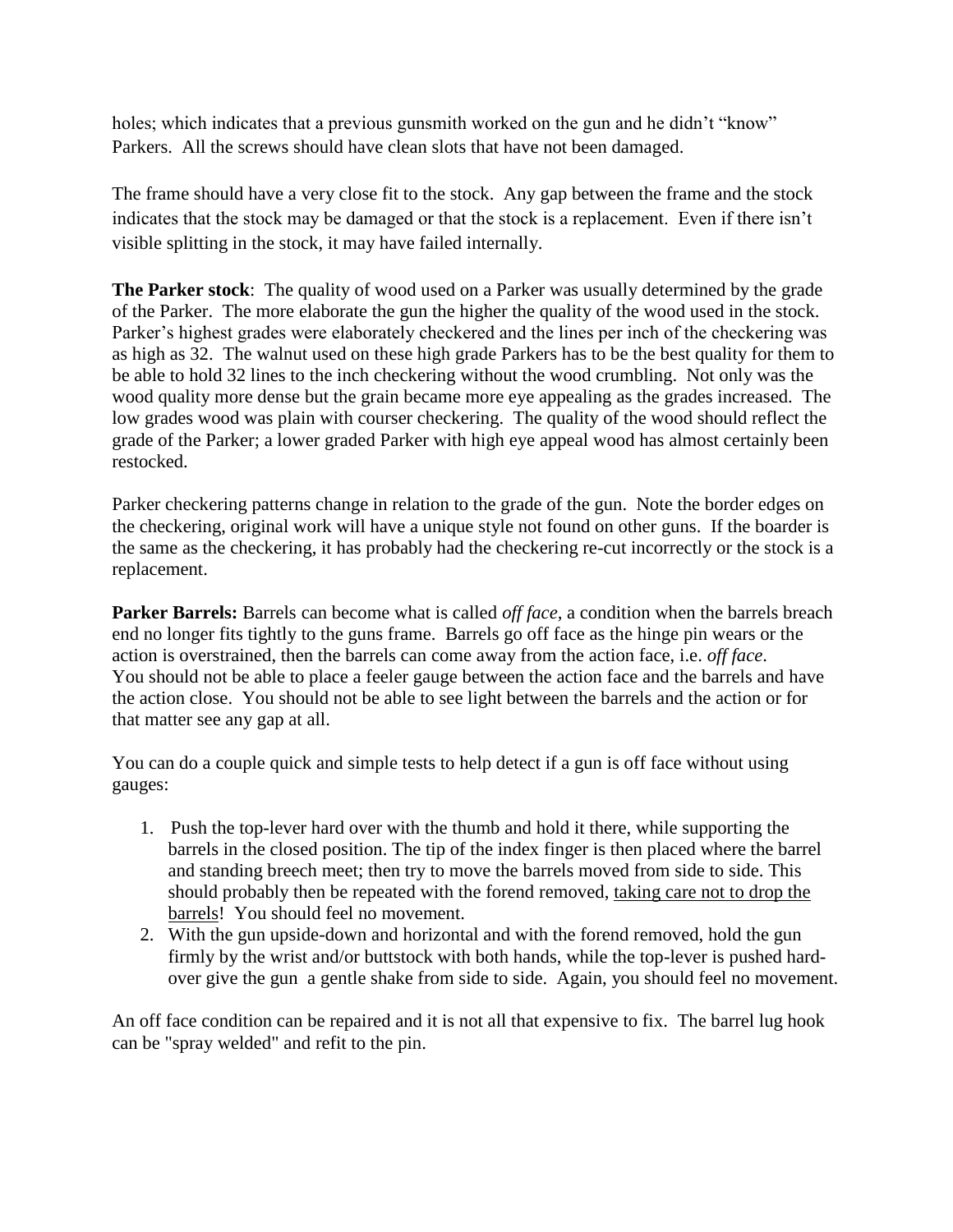holes; which indicates that a previous gunsmith worked on the gun and he didn't "know" Parkers. All the screws should have clean slots that have not been damaged.

The frame should have a very close fit to the stock. Any gap between the frame and the stock indicates that the stock may be damaged or that the stock is a replacement. Even if there isn't visible splitting in the stock, it may have failed internally.

**The Parker stock**: The quality of wood used on a Parker was usually determined by the grade of the Parker. The more elaborate the gun the higher the quality of the wood used in the stock. Parker's highest grades were elaborately checkered and the lines per inch of the checkering was as high as 32. The walnut used on these high grade Parkers has to be the best quality for them to be able to hold 32 lines to the inch checkering without the wood crumbling. Not only was the wood quality more dense but the grain became more eye appealing as the grades increased. The low grades wood was plain with courser checkering. The quality of the wood should reflect the grade of the Parker; a lower graded Parker with high eye appeal wood has almost certainly been restocked.

Parker checkering patterns change in relation to the grade of the gun. Note the border edges on the checkering, original work will have a unique style not found on other guns. If the boarder is the same as the checkering, it has probably had the checkering re-cut incorrectly or the stock is a replacement.

**Parker Barrels:** Barrels can become what is called *off face,* a condition when the barrels breach end no longer fits tightly to the guns frame. Barrels go off face as the hinge pin wears or the action is overstrained, then the barrels can come away from the action face, i.e. *off face*. You should not be able to place a feeler gauge between the action face and the barrels and have the action close. You should not be able to see light between the barrels and the action or for that matter see any gap at all.

You can do a couple quick and simple tests to help detect if a gun is off face without using gauges:

1. Push the top-lever hard over with the thumb and hold it there, while supporting the barrels in the closed position. The tip of the index finger is then placed where the barrel and standing breech meet; then try to move the barrels moved from side to side. This should probably then be repeated with the forend removed, <u>taking care not to drop the barrels</u>! You should feel no movement.
2. With the gun upside-down and horizontal and with the forend removed, hold the gun firmly by the wrist and/or buttstock with both hands, while the top-lever is pushed hard-over give the gun a gentle shake from side to side. Again, you should feel no movement.

An off face condition can be repaired and it is not all that expensive to fix. The barrel lug hook can be "spray welded" and refit to the pin.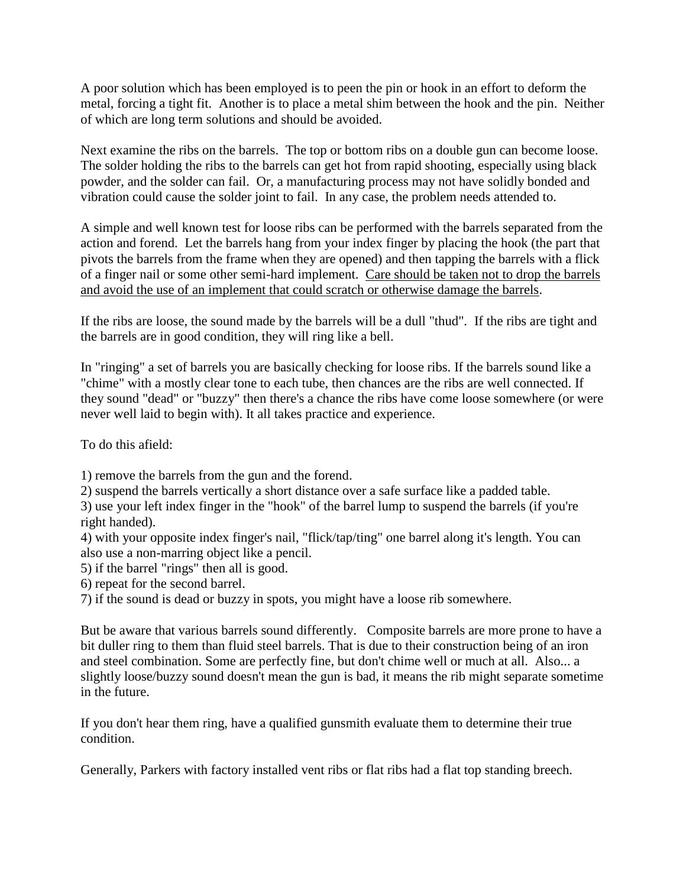A poor solution which has been employed is to peen the pin or hook in an effort to deform the metal, forcing a tight fit. Another is to place a metal shim between the hook and the pin. Neither of which are long term solutions and should be avoided.

Next examine the ribs on the barrels. The top or bottom ribs on a double gun can become loose. The solder holding the ribs to the barrels can get hot from rapid shooting, especially using black powder, and the solder can fail. Or, a manufacturing process may not have solidly bonded and vibration could cause the solder joint to fail. In any case, the problem needs attended to.

A simple and well known test for loose ribs can be performed with the barrels separated from the action and forend. Let the barrels hang from your index finger by placing the hook (the part that pivots the barrels from the frame when they are opened) and then tapping the barrels with a flick of a finger nail or some other semi-hard implement. <u>Care should be taken not to drop the barrels and avoid the use of an implement that could scratch or otherwise damage the barrels</u>.

If the ribs are loose, the sound made by the barrels will be a dull "thud". If the ribs are tight and the barrels are in good condition, they will ring like a bell.

In "ringing" a set of barrels you are basically checking for loose ribs. If the barrels sound like a "chime" with a mostly clear tone to each tube, then chances are the ribs are well connected. If they sound "dead" or "buzzy" then there's a chance the ribs have come loose somewhere (or were never well laid to begin with). It all takes practice and experience.

To do this afield:

1) remove the barrels from the gun and the forend.
2) suspend the barrels vertically a short distance over a safe surface like a padded table.
3) use your left index finger in the "hook" of the barrel lump to suspend the barrels (if you're right handed).
4) with your opposite index finger's nail, "flick/tap/ting" one barrel along it's length. You can also use a non-marring object like a pencil.
5) if the barrel "rings" then all is good.
6) repeat for the second barrel.
7) if the sound is dead or buzzy in spots, you might have a loose rib somewhere.

But be aware that various barrels sound differently. Composite barrels are more prone to have a bit duller ring to them than fluid steel barrels. That is due to their construction being of an iron and steel combination. Some are perfectly fine, but don't chime well or much at all. Also... a slightly loose/buzzy sound doesn't mean the gun is bad, it means the rib might separate sometime in the future.

If you don't hear them ring, have a qualified gunsmith evaluate them to determine their true condition.

Generally, Parkers with factory installed vent ribs or flat ribs had a flat top standing breech.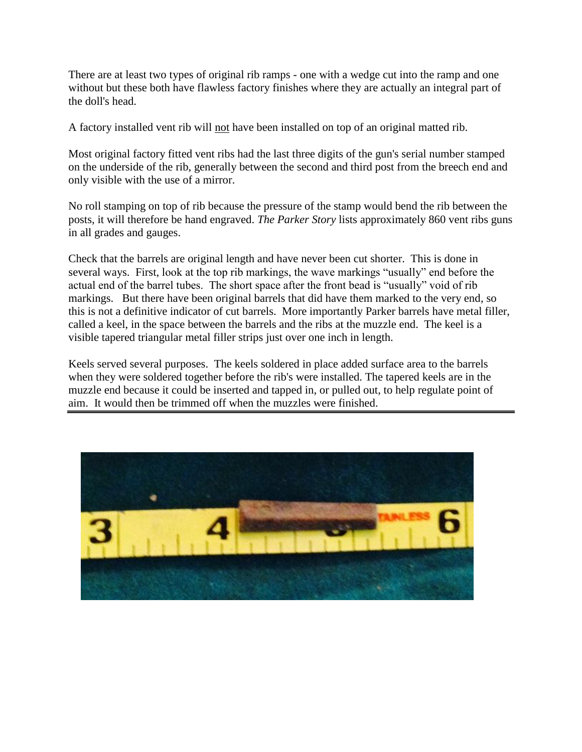There are at least two types of original rib ramps - one with a wedge cut into the ramp and one without but these both have flawless factory finishes where they are actually an integral part of the doll's head.

A factory installed vent rib will <u>not</u> have been installed on top of an original matted rib.

Most original factory fitted vent ribs had the last three digits of the gun's serial number stamped on the underside of the rib, generally between the second and third post from the breech end and only visible with the use of a mirror.

No roll stamping on top of rib because the pressure of the stamp would bend the rib between the posts, it will therefore be hand engraved. *The Parker Story* lists approximately 860 vent ribs guns in all grades and gauges.

Check that the barrels are original length and have never been cut shorter. This is done in several ways. First, look at the top rib markings, the wave markings "usually" end before the actual end of the barrel tubes. The short space after the front bead is "usually" void of rib markings. But there have been original barrels that did have them marked to the very end, so this is not a definitive indicator of cut barrels. More importantly Parker barrels have metal filler, called a keel, in the space between the barrels and the ribs at the muzzle end. The keel is a visible tapered triangular metal filler strips just over one inch in length.

Keels served several purposes. The keels soldered in place added surface area to the barrels when they were soldered together before the rib's were installed. The tapered keels are in the muzzle end because it could be inserted and tapped in, or pulled out, to help regulate point of aim. It would then be trimmed off when the muzzles were finished.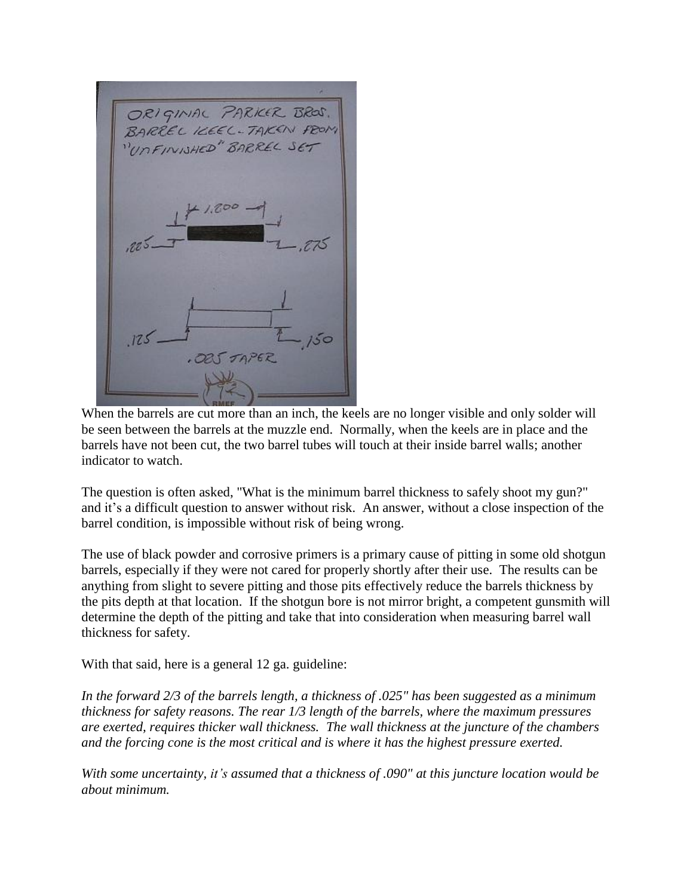When the barrels are cut more than an inch, the keels are no longer visible and only solder will be seen between the barrels at the muzzle end. Normally, when the keels are in place and the barrels have not been cut, the two barrel tubes will touch at their inside barrel walls; another indicator to watch.

The question is often asked, "What is the minimum barrel thickness to safely shoot my gun?" and it's a difficult question to answer without risk. An answer, without a close inspection of the barrel condition, is impossible without risk of being wrong.

The use of black powder and corrosive primers is a primary cause of pitting in some old shotgun barrels, especially if they were not cared for properly shortly after their use. The results can be anything from slight to severe pitting and those pits effectively reduce the barrels thickness by the pits depth at that location. If the shotgun bore is not mirror bright, a competent gunsmith will determine the depth of the pitting and take that into consideration when measuring barrel wall thickness for safety.

With that said, here is a general 12 ga. guideline:

*In the forward 2/3 of the barrels length, a thickness of .025" has been suggested as a minimum thickness for safety reasons. The rear 1/3 length of the barrels, where the maximum pressures are exerted, requires thicker wall thickness. The wall thickness at the juncture of the chambers and the forcing cone is the most critical and is where it has the highest pressure exerted.*

*With some uncertainty, it's assumed that a thickness of .090" at this juncture location would be about minimum.*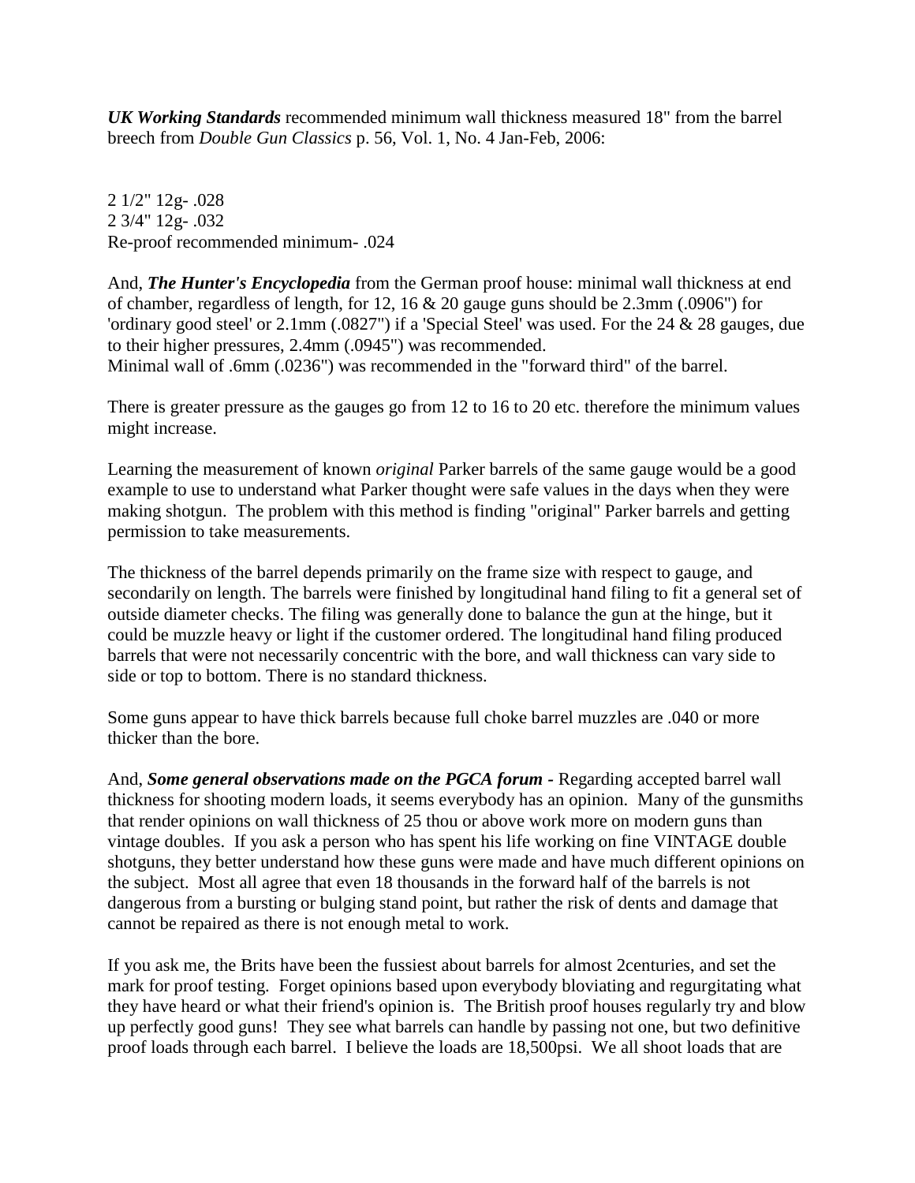***UK Working Standards*** recommended minimum wall thickness measured 18" from the barrel breech from *Double Gun Classics* p. 56, Vol. 1, No. 4 Jan-Feb, 2006:

2 1/2" 12g- .028
2 3/4" 12g- .032
Re-proof recommended minimum- .024

And, ***The Hunter's Encyclopedia*** from the German proof house: minimal wall thickness at end of chamber, regardless of length, for 12, 16 & 20 gauge guns should be 2.3mm (.0906") for 'ordinary good steel' or 2.1mm (.0827") if a 'Special Steel' was used. For the 24 & 28 gauges, due to their higher pressures, 2.4mm (.0945") was recommended.
Minimal wall of .6mm (.0236") was recommended in the "forward third" of the barrel.

There is greater pressure as the gauges go from 12 to 16 to 20 etc. therefore the minimum values might increase.

Learning the measurement of known *original* Parker barrels of the same gauge would be a good example to use to understand what Parker thought were safe values in the days when they were making shotgun. The problem with this method is finding "original" Parker barrels and getting permission to take measurements.

The thickness of the barrel depends primarily on the frame size with respect to gauge, and secondarily on length. The barrels were finished by longitudinal hand filing to fit a general set of outside diameter checks. The filing was generally done to balance the gun at the hinge, but it could be muzzle heavy or light if the customer ordered. The longitudinal hand filing produced barrels that were not necessarily concentric with the bore, and wall thickness can vary side to side or top to bottom. There is no standard thickness.

Some guns appear to have thick barrels because full choke barrel muzzles are .040 or more thicker than the bore.

And, ***Some general observations made on the PGCA forum -*** Regarding accepted barrel wall thickness for shooting modern loads, it seems everybody has an opinion. Many of the gunsmiths that render opinions on wall thickness of 25 thou or above work more on modern guns than vintage doubles. If you ask a person who has spent his life working on fine VINTAGE double shotguns, they better understand how these guns were made and have much different opinions on the subject. Most all agree that even 18 thousands in the forward half of the barrels is not dangerous from a bursting or bulging stand point, but rather the risk of dents and damage that cannot be repaired as there is not enough metal to work.

If you ask me, the Brits have been the fussiest about barrels for almost 2centuries, and set the mark for proof testing. Forget opinions based upon everybody bloviating and regurgitating what they have heard or what their friend's opinion is. The British proof houses regularly try and blow up perfectly good guns! They see what barrels can handle by passing not one, but two definitive proof loads through each barrel. I believe the loads are 18,500psi. We all shoot loads that are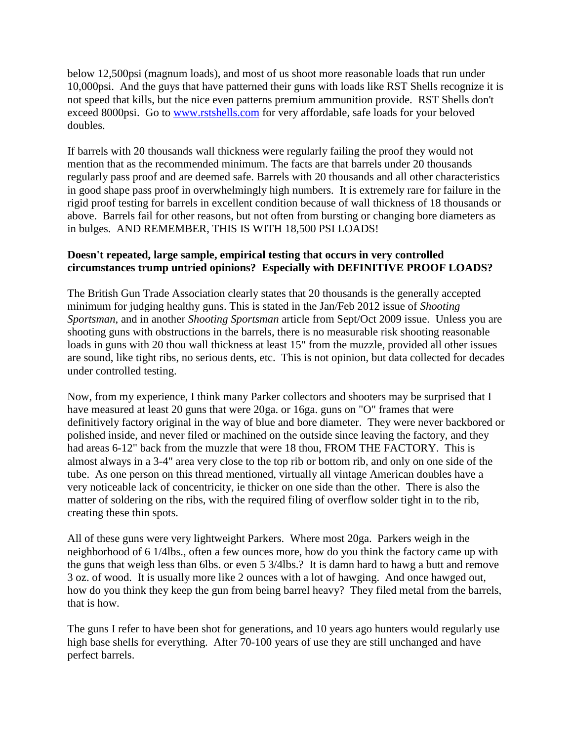below 12,500psi (magnum loads), and most of us shoot more reasonable loads that run under 10,000psi. And the guys that have patterned their guns with loads like RST Shells recognize it is not speed that kills, but the nice even patterns premium ammunition provide. RST Shells don't exceed 8000psi. Go to [www.rstshells.com](http://www.rstshells.com) for very affordable, safe loads for your beloved doubles.

If barrels with 20 thousands wall thickness were regularly failing the proof they would not mention that as the recommended minimum. The facts are that barrels under 20 thousands regularly pass proof and are deemed safe. Barrels with 20 thousands and all other characteristics in good shape pass proof in overwhelmingly high numbers. It is extremely rare for failure in the rigid proof testing for barrels in excellent condition because of wall thickness of 18 thousands or above. Barrels fail for other reasons, but not often from bursting or changing bore diameters as in bulges. AND REMEMBER, THIS IS WITH 18,500 PSI LOADS!

**Doesn't repeated, large sample, empirical testing that occurs in very controlled circumstances trump untried opinions? Especially with DEFINITIVE PROOF LOADS?**

The British Gun Trade Association clearly states that 20 thousands is the generally accepted minimum for judging healthy guns. This is stated in the Jan/Feb 2012 issue of *Shooting Sportsman*, and in another *Shooting Sportsman* article from Sept/Oct 2009 issue. Unless you are shooting guns with obstructions in the barrels, there is no measurable risk shooting reasonable loads in guns with 20 thou wall thickness at least 15" from the muzzle, provided all other issues are sound, like tight ribs, no serious dents, etc. This is not opinion, but data collected for decades under controlled testing.

Now, from my experience, I think many Parker collectors and shooters may be surprised that I have measured at least 20 guns that were 20ga. or 16ga. guns on "O" frames that were definitively factory original in the way of blue and bore diameter. They were never backbored or polished inside, and never filed or machined on the outside since leaving the factory, and they had areas 6-12" back from the muzzle that were 18 thou, FROM THE FACTORY. This is almost always in a 3-4" area very close to the top rib or bottom rib, and only on one side of the tube. As one person on this thread mentioned, virtually all vintage American doubles have a very noticeable lack of concentricity, ie thicker on one side than the other. There is also the matter of soldering on the ribs, with the required filing of overflow solder tight in to the rib, creating these thin spots.

All of these guns were very lightweight Parkers. Where most 20ga. Parkers weigh in the neighborhood of 6 1/4lbs., often a few ounces more, how do you think the factory came up with the guns that weigh less than 6lbs. or even 5 3/4lbs.? It is damn hard to hawg a butt and remove 3 oz. of wood. It is usually more like 2 ounces with a lot of hawging. And once hawged out, how do you think they keep the gun from being barrel heavy? They filed metal from the barrels, that is how.

The guns I refer to have been shot for generations, and 10 years ago hunters would regularly use high base shells for everything. After 70-100 years of use they are still unchanged and have perfect barrels.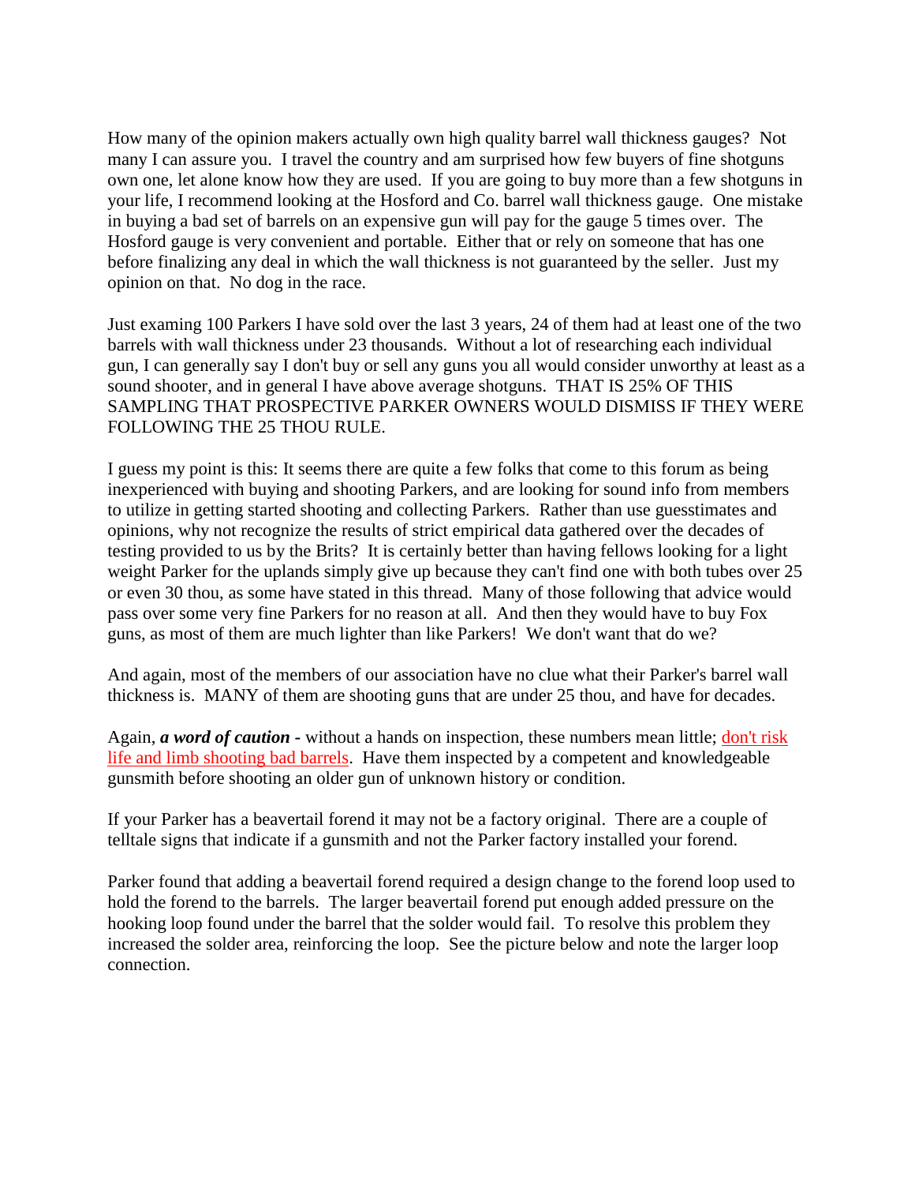How many of the opinion makers actually own high quality barrel wall thickness gauges? Not many I can assure you. I travel the country and am surprised how few buyers of fine shotguns own one, let alone know how they are used. If you are going to buy more than a few shotguns in your life, I recommend looking at the Hosford and Co. barrel wall thickness gauge. One mistake in buying a bad set of barrels on an expensive gun will pay for the gauge 5 times over. The Hosford gauge is very convenient and portable. Either that or rely on someone that has one before finalizing any deal in which the wall thickness is not guaranteed by the seller. Just my opinion on that. No dog in the race.

Just examing 100 Parkers I have sold over the last 3 years, 24 of them had at least one of the two barrels with wall thickness under 23 thousands. Without a lot of researching each individual gun, I can generally say I don't buy or sell any guns you all would consider unworthy at least as a sound shooter, and in general I have above average shotguns. THAT IS 25% OF THIS SAMPLING THAT PROSPECTIVE PARKER OWNERS WOULD DISMISS IF THEY WERE FOLLOWING THE 25 THOU RULE.

I guess my point is this: It seems there are quite a few folks that come to this forum as being inexperienced with buying and shooting Parkers, and are looking for sound info from members to utilize in getting started shooting and collecting Parkers. Rather than use guesstimates and opinions, why not recognize the results of strict empirical data gathered over the decades of testing provided to us by the Brits? It is certainly better than having fellows looking for a light weight Parker for the uplands simply give up because they can't find one with both tubes over 25 or even 30 thou, as some have stated in this thread. Many of those following that advice would pass over some very fine Parkers for no reason at all. And then they would have to buy Fox guns, as most of them are much lighter than like Parkers! We don't want that do we?

And again, most of the members of our association have no clue what their Parker's barrel wall thickness is. MANY of them are shooting guns that are under 25 thou, and have for decades.

Again, ***a word of caution -*** without a hands on inspection, these numbers mean little; don't risk life and limb shooting bad barrels. Have them inspected by a competent and knowledgeable gunsmith before shooting an older gun of unknown history or condition.

If your Parker has a beavertail forend it may not be a factory original. There are a couple of telltale signs that indicate if a gunsmith and not the Parker factory installed your forend.

Parker found that adding a beavertail forend required a design change to the forend loop used to hold the forend to the barrels. The larger beavertail forend put enough added pressure on the hooking loop found under the barrel that the solder would fail. To resolve this problem they increased the solder area, reinforcing the loop. See the picture below and note the larger loop connection.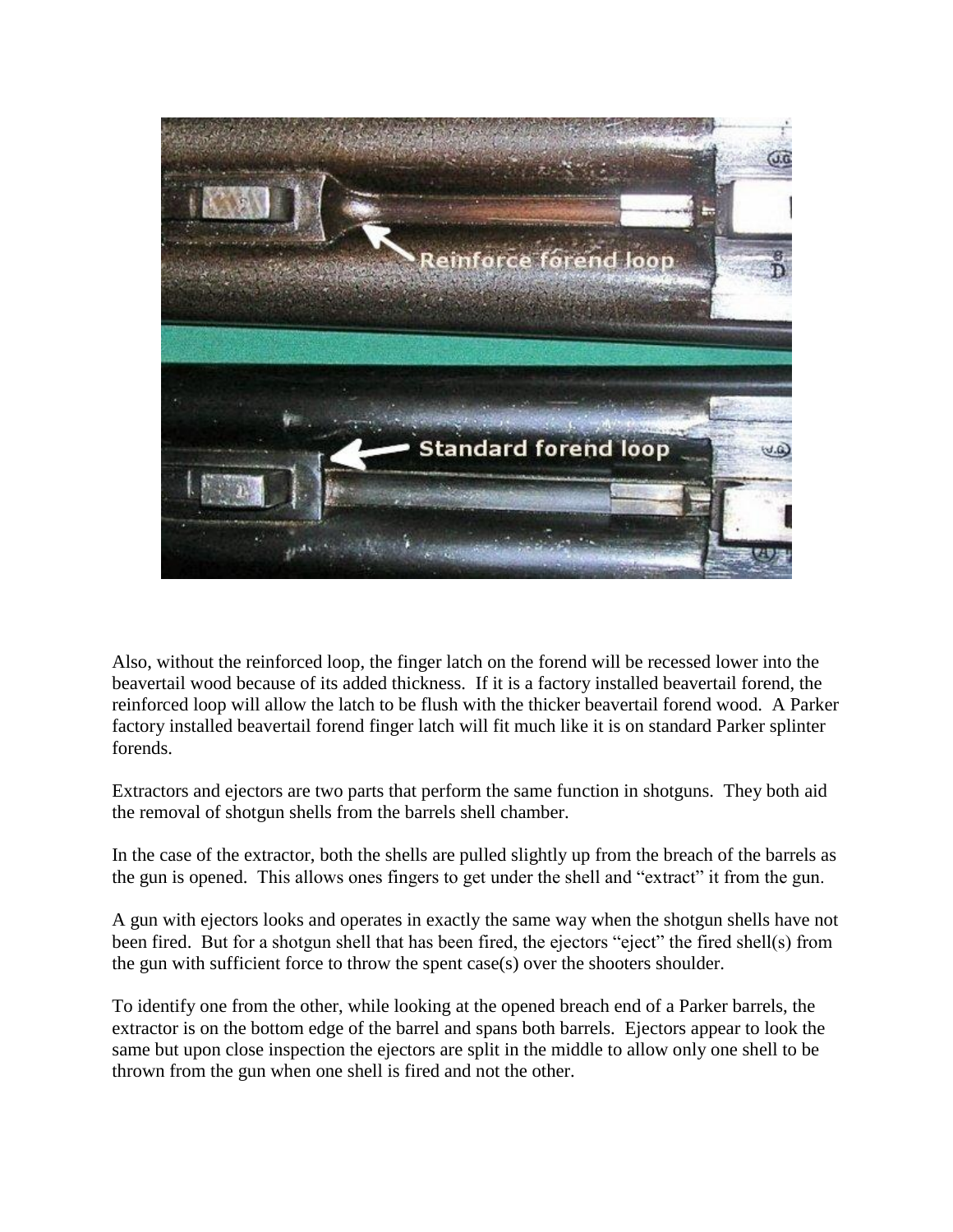Also, without the reinforced loop, the finger latch on the forend will be recessed lower into the beavertail wood because of its added thickness. If it is a factory installed beavertail forend, the reinforced loop will allow the latch to be flush with the thicker beavertail forend wood. A Parker factory installed beavertail forend finger latch will fit much like it is on standard Parker splinter forends.

Extractors and ejectors are two parts that perform the same function in shotguns. They both aid the removal of shotgun shells from the barrels shell chamber.

In the case of the extractor, both the shells are pulled slightly up from the breach of the barrels as the gun is opened. This allows ones fingers to get under the shell and "extract" it from the gun.

A gun with ejectors looks and operates in exactly the same way when the shotgun shells have not been fired. But for a shotgun shell that has been fired, the ejectors "eject" the fired shell(s) from the gun with sufficient force to throw the spent case(s) over the shooters shoulder.

To identify one from the other, while looking at the opened breach end of a Parker barrels, the extractor is on the bottom edge of the barrel and spans both barrels. Ejectors appear to look the same but upon close inspection the ejectors are split in the middle to allow only one shell to be thrown from the gun when one shell is fired and not the other.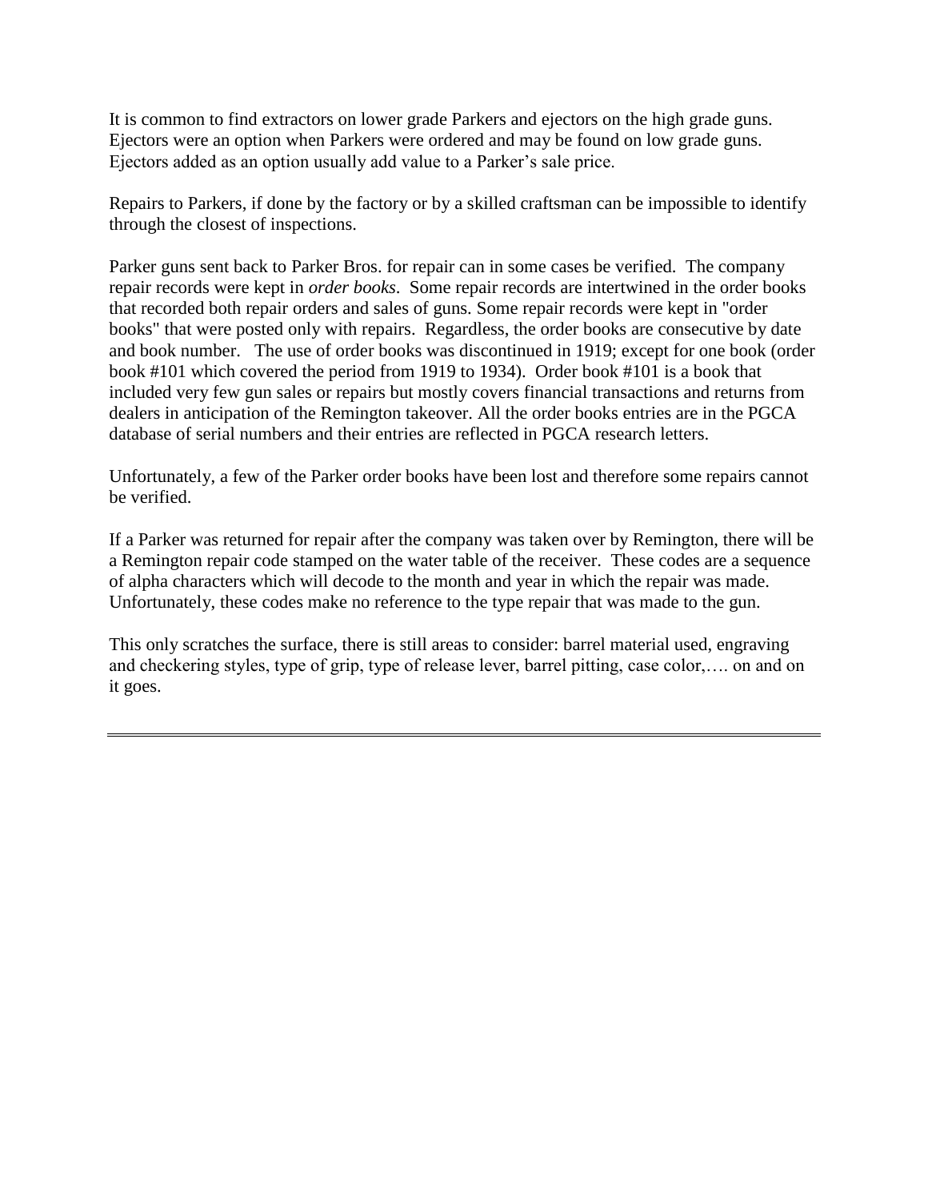It is common to find extractors on lower grade Parkers and ejectors on the high grade guns. Ejectors were an option when Parkers were ordered and may be found on low grade guns. Ejectors added as an option usually add value to a Parker's sale price.

Repairs to Parkers, if done by the factory or by a skilled craftsman can be impossible to identify through the closest of inspections.

Parker guns sent back to Parker Bros. for repair can in some cases be verified. The company repair records were kept in *order books*. Some repair records are intertwined in the order books that recorded both repair orders and sales of guns. Some repair records were kept in "order books" that were posted only with repairs. Regardless, the order books are consecutive by date and book number. The use of order books was discontinued in 1919; except for one book (order book #101 which covered the period from 1919 to 1934). Order book #101 is a book that included very few gun sales or repairs but mostly covers financial transactions and returns from dealers in anticipation of the Remington takeover. All the order books entries are in the PGCA database of serial numbers and their entries are reflected in PGCA research letters.

Unfortunately, a few of the Parker order books have been lost and therefore some repairs cannot be verified.

If a Parker was returned for repair after the company was taken over by Remington, there will be a Remington repair code stamped on the water table of the receiver. These codes are a sequence of alpha characters which will decode to the month and year in which the repair was made. Unfortunately, these codes make no reference to the type repair that was made to the gun.

This only scratches the surface, there is still areas to consider: barrel material used, engraving and checkering styles, type of grip, type of release lever, barrel pitting, case color,…. on and on it goes.

---